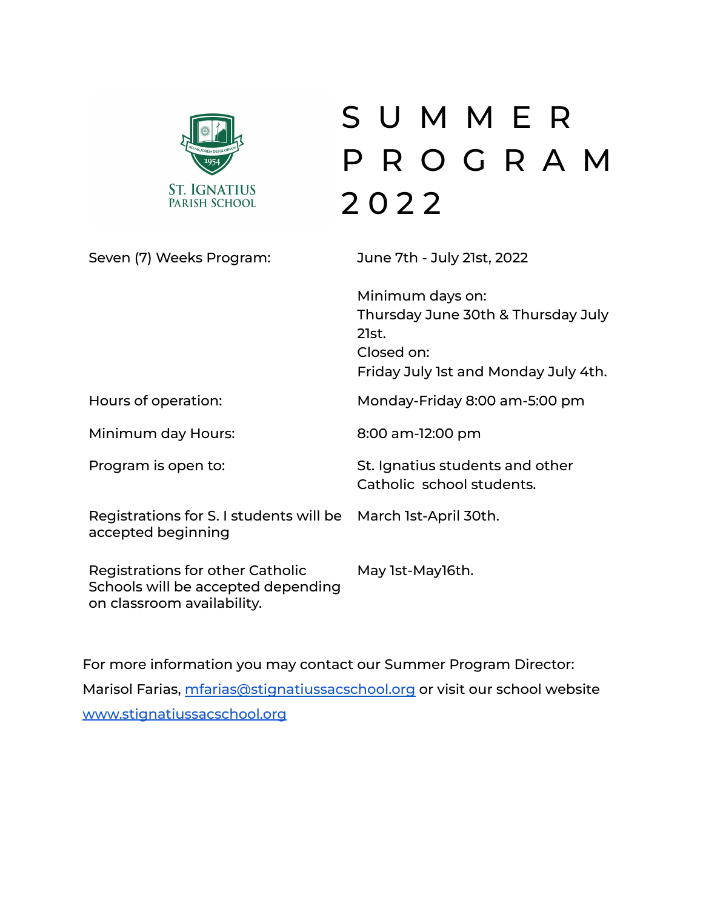ST. IGNATIUS
PARISH SCHOOL

# SUMMER PROGRAM 2022

| | |
|---|---|
| Seven (7) Weeks Program: | June 7th - July 21st, 2022<br><br>Minimum days on:<br>Thursday June 30th & Thursday July 21st.<br>Closed on:<br>Friday July 1st and Monday July 4th. |
| Hours of operation: | Monday-Friday 8:00 am-5:00 pm |
| Minimum day Hours: | 8:00 am-12:00 pm |
| Program is open to: | St. Ignatius students and other Catholic school students. |
| Registrations for S. I students will be accepted beginning | March 1st-April 30th. |
| Registrations for other Catholic Schools will be accepted depending on classroom availability. | May 1st-May16th. |

For more information you may contact our Summer Program Director:
Marisol Farias, mfarias@stignatiussacschool.org or visit our school website www.stignatiussacschool.org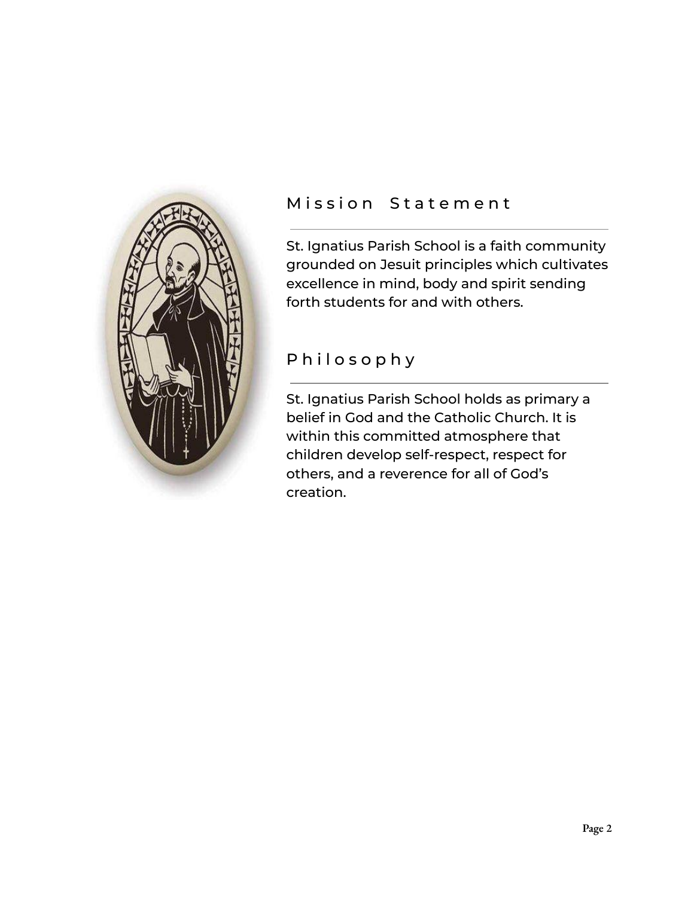## Mission Statement

St. Ignatius Parish School is a faith community grounded on Jesuit principles which cultivates excellence in mind, body and spirit sending forth students for and with others.

## Philosophy

St. Ignatius Parish School holds as primary a belief in God and the Catholic Church. It is within this committed atmosphere that children develop self-respect, respect for others, and a reverence for all of God's creation.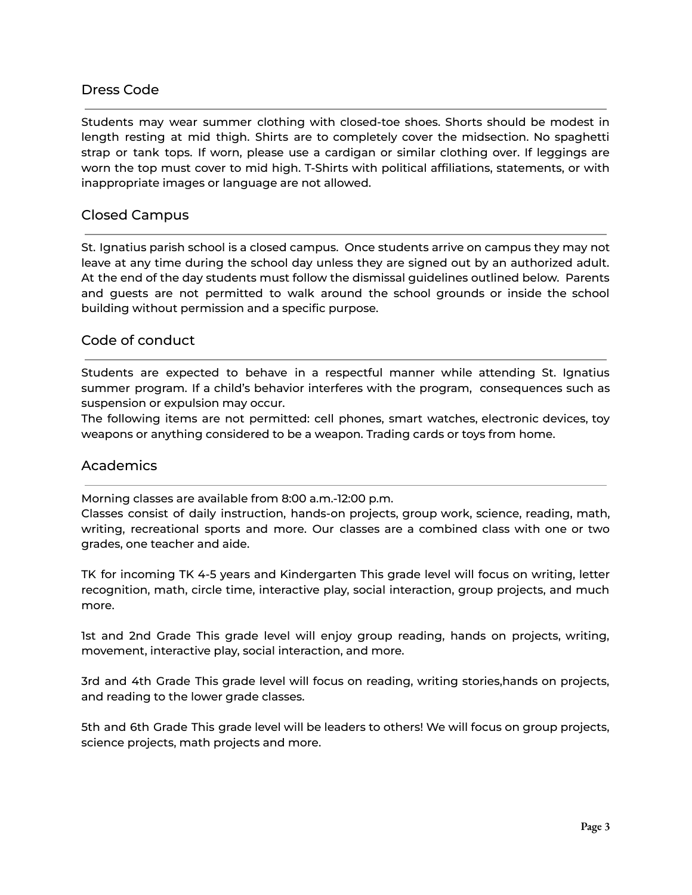## Dress Code

Students may wear summer clothing with closed-toe shoes. Shorts should be modest in length resting at mid thigh. Shirts are to completely cover the midsection. No spaghetti strap or tank tops. If worn, please use a cardigan or similar clothing over. If leggings are worn the top must cover to mid high. T-Shirts with political affiliations, statements, or with inappropriate images or language are not allowed.

## Closed Campus

St. Ignatius parish school is a closed campus. Once students arrive on campus they may not leave at any time during the school day unless they are signed out by an authorized adult. At the end of the day students must follow the dismissal guidelines outlined below. Parents and guests are not permitted to walk around the school grounds or inside the school building without permission and a specific purpose.

## Code of conduct

Students are expected to behave in a respectful manner while attending St. Ignatius summer program. If a child's behavior interferes with the program, consequences such as suspension or expulsion may occur.
The following items are not permitted: cell phones, smart watches, electronic devices, toy weapons or anything considered to be a weapon. Trading cards or toys from home.

## Academics

Morning classes are available from 8:00 a.m.-12:00 p.m.
Classes consist of daily instruction, hands-on projects, group work, science, reading, math, writing, recreational sports and more. Our classes are a combined class with one or two grades, one teacher and aide.

TK for incoming TK 4-5 years and Kindergarten This grade level will focus on writing, letter recognition, math, circle time, interactive play, social interaction, group projects, and much more.

1st and 2nd Grade This grade level will enjoy group reading, hands on projects, writing, movement, interactive play, social interaction, and more.

3rd and 4th Grade This grade level will focus on reading, writing stories,hands on projects, and reading to the lower grade classes.

5th and 6th Grade This grade level will be leaders to others! We will focus on group projects, science projects, math projects and more.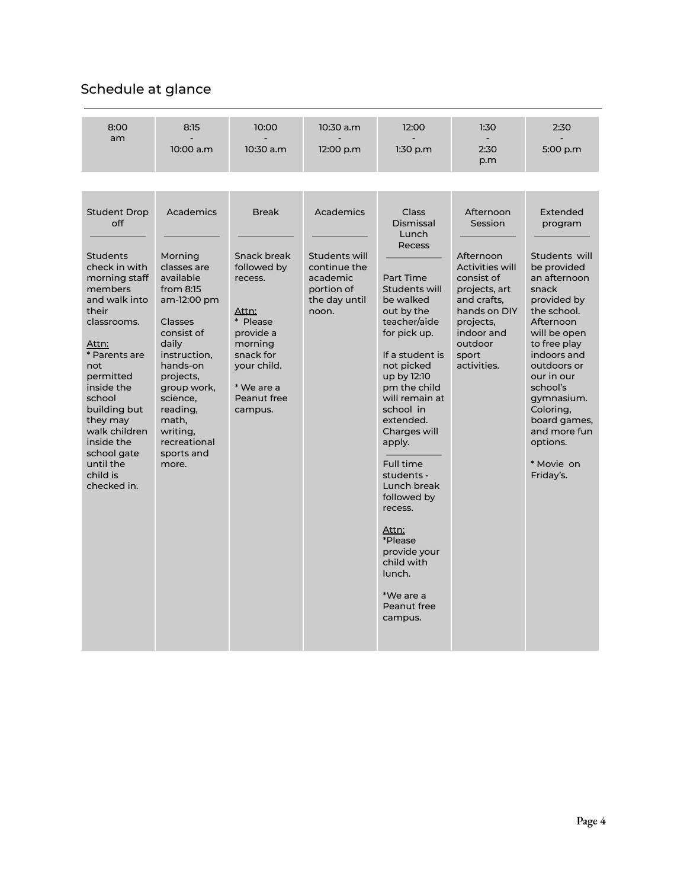## Schedule at glance

| 8:00 am | 8:15 - 10:00 a.m | 10:00 - 10:30 a.m | 10:30 a.m - 12:00 p.m | 12:00 - 1:30 p.m | 1:30 - 2:30 p.m | 2:30 - 5:00 p.m |
|---|---|---|---|---|---|---|
| **Student Drop off**<br><br>Students check in with morning staff members and walk into their classrooms.<br><br><u>Attn:</u><br>* Parents are not permitted inside the school building but they may walk children inside the school gate until the child is checked in. | **Academics**<br><br>Morning classes are available from 8:15 am-12:00 pm<br><br>Classes consist of daily instruction, hands-on projects, group work, science, reading, math, writing, recreational sports and more. | **Break**<br><br>Snack break followed by recess.<br><br><u>Attn:</u><br>* Please provide a morning snack for your child.<br><br>* We are a Peanut free campus. | **Academics**<br><br>Students will continue the academic portion of the day until noon. | **Class Dismissal Lunch Recess**<br><br>Part Time Students will be walked out by the teacher/aide for pick up.<br><br>If a student is not picked up by 12:10 pm the child will remain at school in extended. Charges will apply.<br><br>Full time students - Lunch break followed by recess.<br><br><u>Attn:</u><br>*Please provide your child with lunch.<br><br>*We are a Peanut free campus. | **Afternoon Session**<br><br>Afternoon Activities will consist of projects, art and crafts, hands on DIY projects, indoor and outdoor sport activities. | **Extended program**<br><br>Students will be provided an afternoon snack provided by the school. Afternoon will be open to free play indoors and outdoors or our in our school's gymnasium. Coloring, board games, and more fun options.<br><br>* Movie on Friday's. |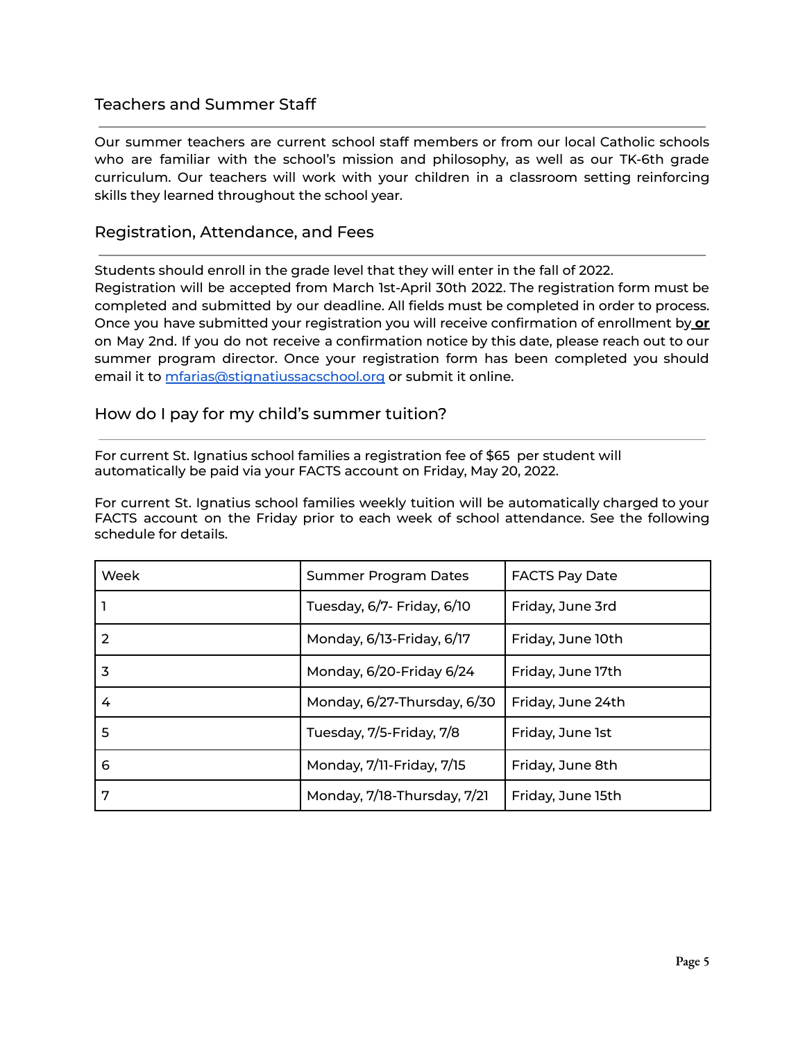## Teachers and Summer Staff

Our summer teachers are current school staff members or from our local Catholic schools who are familiar with the school's mission and philosophy, as well as our TK-6th grade curriculum. Our teachers will work with your children in a classroom setting reinforcing skills they learned throughout the school year.

## Registration, Attendance, and Fees

Students should enroll in the grade level that they will enter in the fall of 2022.
Registration will be accepted from March 1st-April 30th 2022. The registration form must be completed and submitted by our deadline. All fields must be completed in order to process. Once you have submitted your registration you will receive confirmation of enrollment by **or** on May 2nd. If you do not receive a confirmation notice by this date, please reach out to our summer program director. Once your registration form has been completed you should email it to mfarias@stignatiussacschool.org or submit it online.

## How do I pay for my child's summer tuition?

For current St. Ignatius school families a registration fee of $65 per student will automatically be paid via your FACTS account on Friday, May 20, 2022.

For current St. Ignatius school families weekly tuition will be automatically charged to your FACTS account on the Friday prior to each week of school attendance. See the following schedule for details.

| Week | Summer Program Dates | FACTS Pay Date |
|---|---|---|
| 1 | Tuesday, 6/7- Friday, 6/10 | Friday, June 3rd |
| 2 | Monday, 6/13-Friday, 6/17 | Friday, June 10th |
| 3 | Monday, 6/20-Friday 6/24 | Friday, June 17th |
| 4 | Monday, 6/27-Thursday, 6/30 | Friday, June 24th |
| 5 | Tuesday, 7/5-Friday, 7/8 | Friday, June 1st |
| 6 | Monday, 7/11-Friday, 7/15 | Friday, June 8th |
| 7 | Monday, 7/18-Thursday, 7/21 | Friday, June 15th |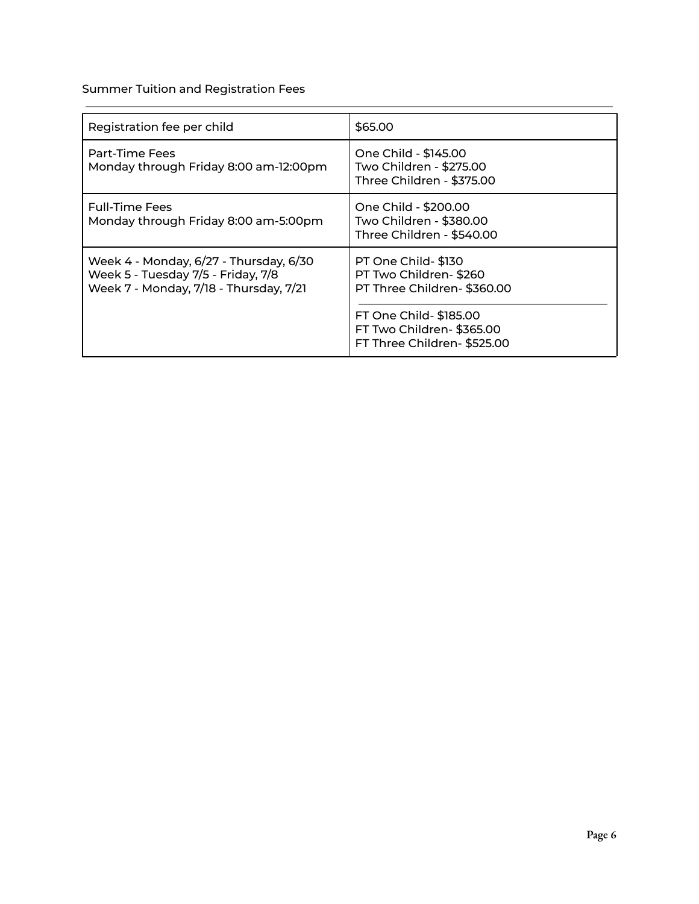Summer Tuition and Registration Fees

| Registration fee per child | $65.00 |
|---|---|
| Part-Time Fees<br>Monday through Friday 8:00 am-12:00pm | One Child - $145.00<br>Two Children - $275.00<br>Three Children - $375.00 |
| Full-Time Fees<br>Monday through Friday 8:00 am-5:00pm | One Child - $200.00<br>Two Children - $380.00<br>Three Children - $540.00 |
| Week 4 - Monday, 6/27 - Thursday, 6/30<br>Week 5 - Tuesday 7/5 - Friday, 7/8<br>Week 7 - Monday, 7/18 - Thursday, 7/21 | PT One Child- $130<br>PT Two Children- $260<br>PT Three Children- $360.00<br><br>FT One Child- $185.00<br>FT Two Children- $365.00<br>FT Three Children- $525.00 |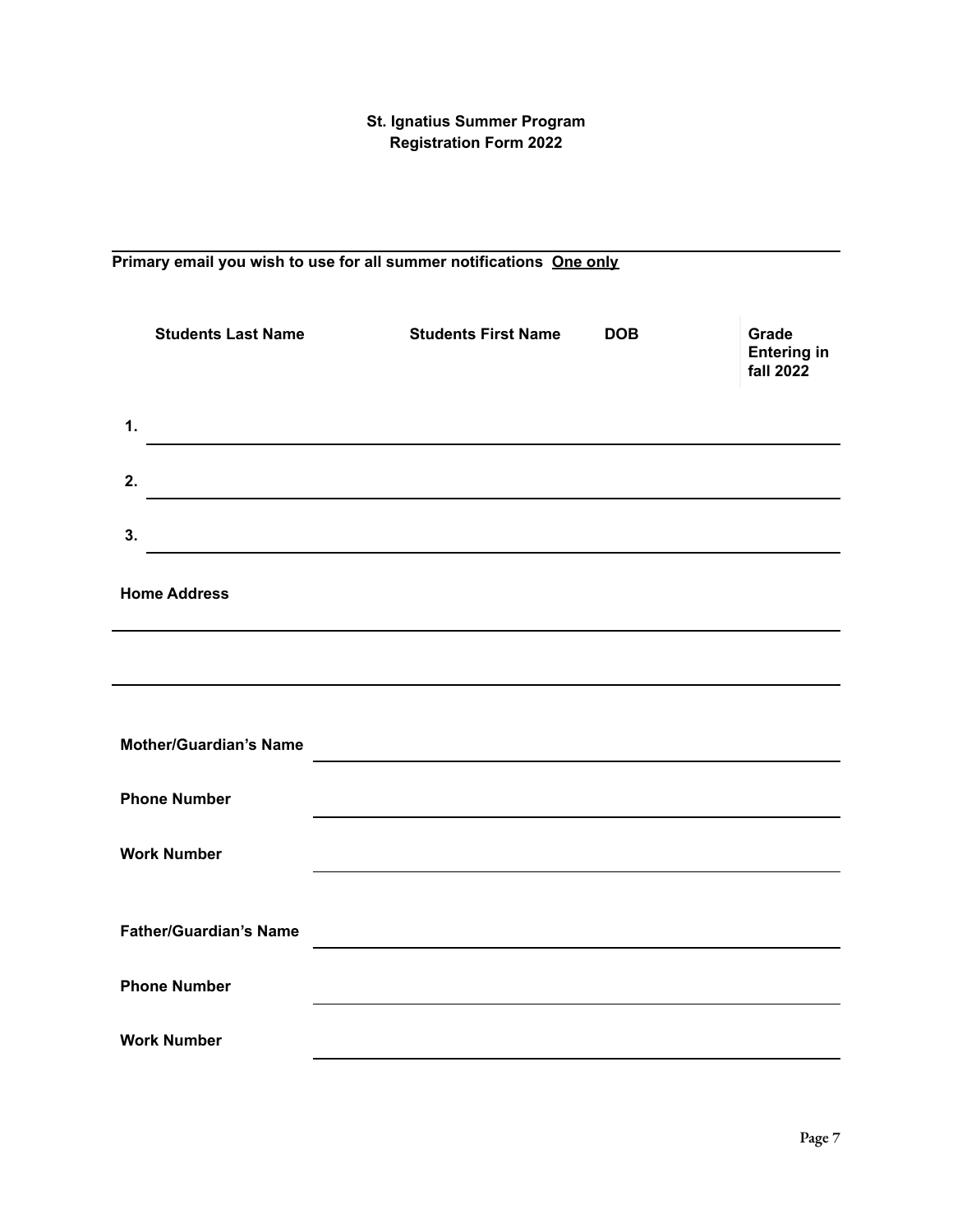**St. Ignatius Summer Program**
**Registration Form 2022**

**Primary email you wish to use for all summer notifications** **One only**

| | Students Last Name | Students First Name | DOB | Grade Entering in fall 2022 |
|---|---|---|---|---|
| 1. | | | | |
| 2. | | | | |
| 3. | | | | |

**Home Address**

**Mother/Guardian's Name**

**Phone Number**

**Work Number**

**Father/Guardian's Name**

**Phone Number**

**Work Number**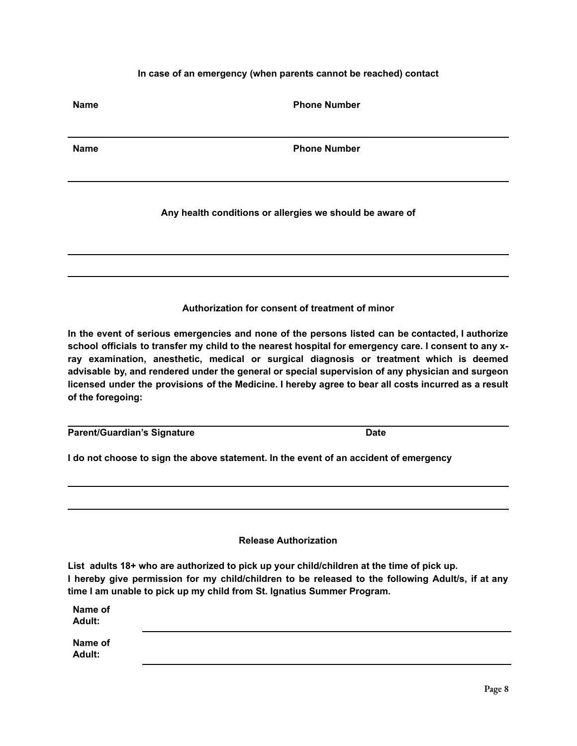**In case of an emergency (when parents cannot be reached) contact**

| Name | Phone Number |
| --- | --- |
| | |
| **Name** | **Phone Number** |
| | |

**Any health conditions or allergies we should be aware of**

\_\_\_\_\_\_\_\_\_\_\_\_\_\_\_\_\_\_\_\_\_\_\_\_\_\_\_\_\_\_\_\_\_\_\_\_\_\_\_\_

\_\_\_\_\_\_\_\_\_\_\_\_\_\_\_\_\_\_\_\_\_\_\_\_\_\_\_\_\_\_\_\_\_\_\_\_\_\_\_\_

**Authorization for consent of treatment of minor**

**In the event of serious emergencies and none of the persons listed can be contacted, I authorize school officials to transfer my child to the nearest hospital for emergency care. I consent to any x-ray examination, anesthetic, medical or surgical diagnosis or treatment which is deemed advisable by, and rendered under the general or special supervision of any physician and surgeon licensed under the provisions of the Medicine. I hereby agree to bear all costs incurred as a result of the foregoing:**

\_\_\_\_\_\_\_\_\_\_\_\_\_\_\_\_\_\_\_\_\_\_\_\_\_\_\_\_\_\_\_\_\_\_\_\_\_\_\_\_

**Parent/Guardian's Signature** **Date**

**I do not choose to sign the above statement. In the event of an accident of emergency**

\_\_\_\_\_\_\_\_\_\_\_\_\_\_\_\_\_\_\_\_\_\_\_\_\_\_\_\_\_\_\_\_\_\_\_\_\_\_\_\_

\_\_\_\_\_\_\_\_\_\_\_\_\_\_\_\_\_\_\_\_\_\_\_\_\_\_\_\_\_\_\_\_\_\_\_\_\_\_\_\_

**Release Authorization**

**List adults 18+ who are authorized to pick up your child/children at the time of pick up.**
**I hereby give permission for my child/children to be released to the following Adult/s, if at any time I am unable to pick up my child from St. Ignatius Summer Program.**

| Name of Adult: | |
| --- | --- |
| **Name of Adult:** | |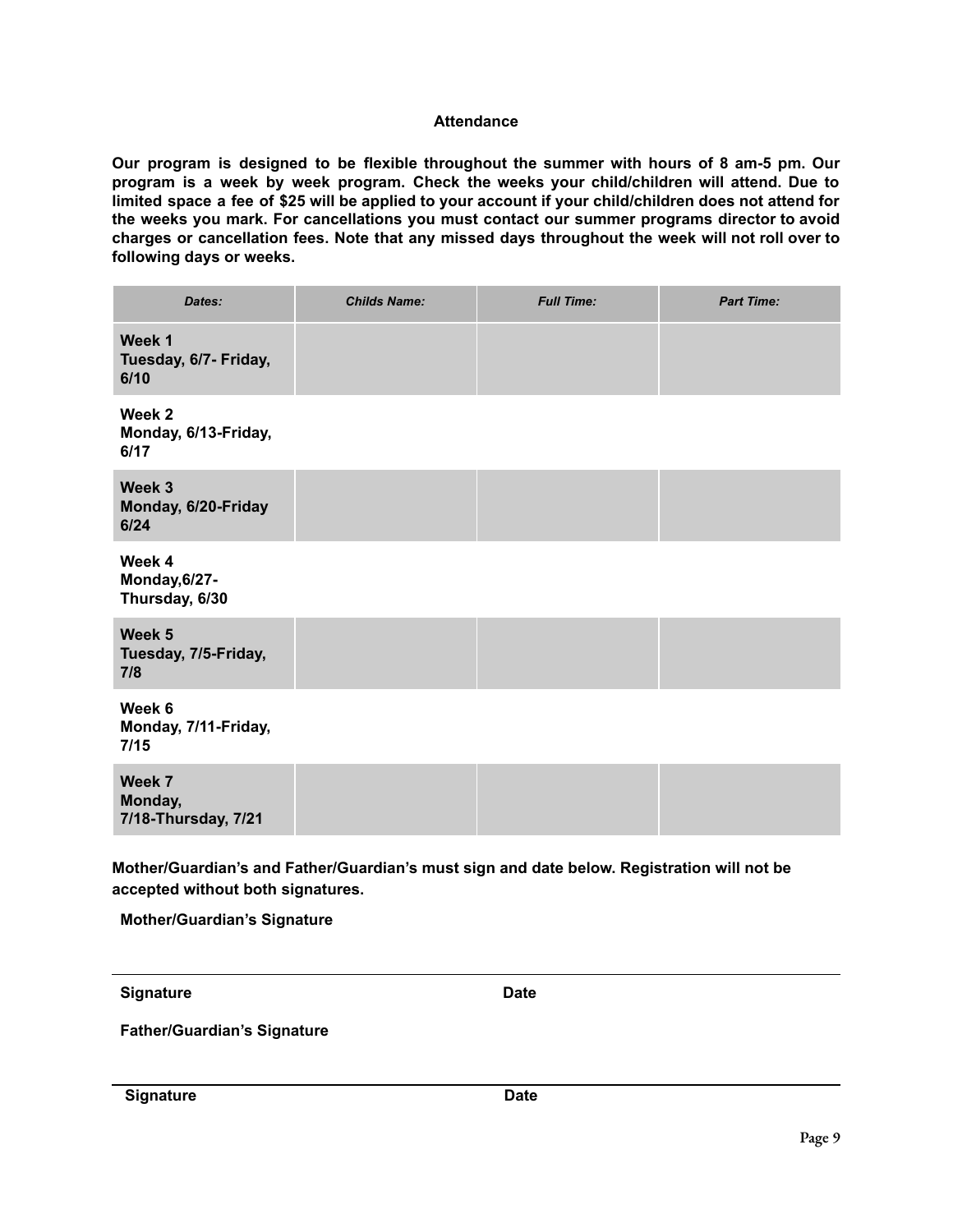**Attendance**

**Our program is designed to be flexible throughout the summer with hours of 8 am-5 pm. Our program is a week by week program. Check the weeks your child/children will attend. Due to limited space a fee of $25 will be applied to your account if your child/children does not attend for the weeks you mark. For cancellations you must contact our summer programs director to avoid charges or cancellation fees. Note that any missed days throughout the week will not roll over to following days or weeks.**

| ***Dates:*** | ***Childs Name:*** | ***Full Time:*** | ***Part Time:*** |
|---|---|---|---|
| **Week 1 Tuesday, 6/7- Friday, 6/10** | | | |
| **Week 2 Monday, 6/13-Friday, 6/17** | | | |
| **Week 3 Monday, 6/20-Friday 6/24** | | | |
| **Week 4 Monday,6/27-Thursday, 6/30** | | | |
| **Week 5 Tuesday, 7/5-Friday, 7/8** | | | |
| **Week 6 Monday, 7/11-Friday, 7/15** | | | |
| **Week 7 Monday, 7/18-Thursday, 7/21** | | | |

**Mother/Guardian's and Father/Guardian's must sign and date below. Registration will not be accepted without both signatures.**

**Mother/Guardian's Signature**

______________________________________________

**Signature** **Date**

**Father/Guardian's Signature**

______________________________________________

**Signature** **Date**